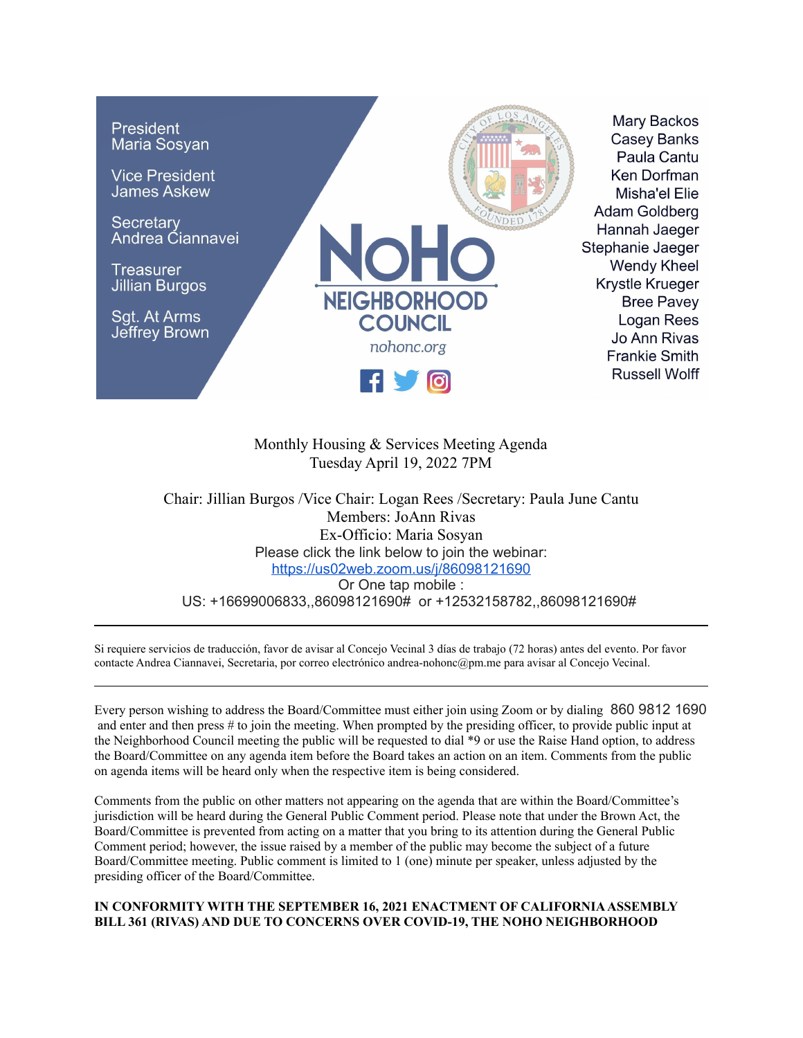President
Maria Sosyan

Vice President
James Askew

Secretary
Andrea Ciannavei

Treasurer
Jillian Burgos

Sgt. At Arms
Jeffrey Brown

**NoHo NEIGHBORHOOD COUNCIL**

*nohonc.org*

Mary Backos
Casey Banks
Paula Cantu
Ken Dorfman
Misha'el Elie
Adam Goldberg
Hannah Jaeger
Stephanie Jaeger
Wendy Kheel
Krystle Krueger
Bree Pavey
Logan Rees
Jo Ann Rivas
Frankie Smith
Russell Wolff

Monthly Housing & Services Meeting Agenda
Tuesday April 19, 2022 7PM

Chair: Jillian Burgos /Vice Chair: Logan Rees /Secretary: Paula June Cantu
Members: JoAnn Rivas
Ex-Officio: Maria Sosyan
Please click the link below to join the webinar:
[https://us02web.zoom.us/j/86098121690](https://us02web.zoom.us/j/86098121690)
Or One tap mobile :
US: +16699006833,,86098121690# or +12532158782,,86098121690#

---

Si requiere servicios de traducción, favor de avisar al Concejo Vecinal 3 días de trabajo (72 horas) antes del evento. Por favor contacte Andrea Ciannavei, Secretaria, por correo electrónico andrea-nohonc@pm.me para avisar al Concejo Vecinal.

---

Every person wishing to address the Board/Committee must either join using Zoom or by dialing 860 9812 1690 and enter and then press # to join the meeting. When prompted by the presiding officer, to provide public input at the Neighborhood Council meeting the public will be requested to dial *9 or use the Raise Hand option, to address the Board/Committee on any agenda item before the Board takes an action on an item. Comments from the public on agenda items will be heard only when the respective item is being considered.

Comments from the public on other matters not appearing on the agenda that are within the Board/Committee's jurisdiction will be heard during the General Public Comment period. Please note that under the Brown Act, the Board/Committee is prevented from acting on a matter that you bring to its attention during the General Public Comment period; however, the issue raised by a member of the public may become the subject of a future Board/Committee meeting. Public comment is limited to 1 (one) minute per speaker, unless adjusted by the presiding officer of the Board/Committee.

**IN CONFORMITY WITH THE SEPTEMBER 16, 2021 ENACTMENT OF CALIFORNIA ASSEMBLY BILL 361 (RIVAS) AND DUE TO CONCERNS OVER COVID-19, THE NOHO NEIGHBORHOOD**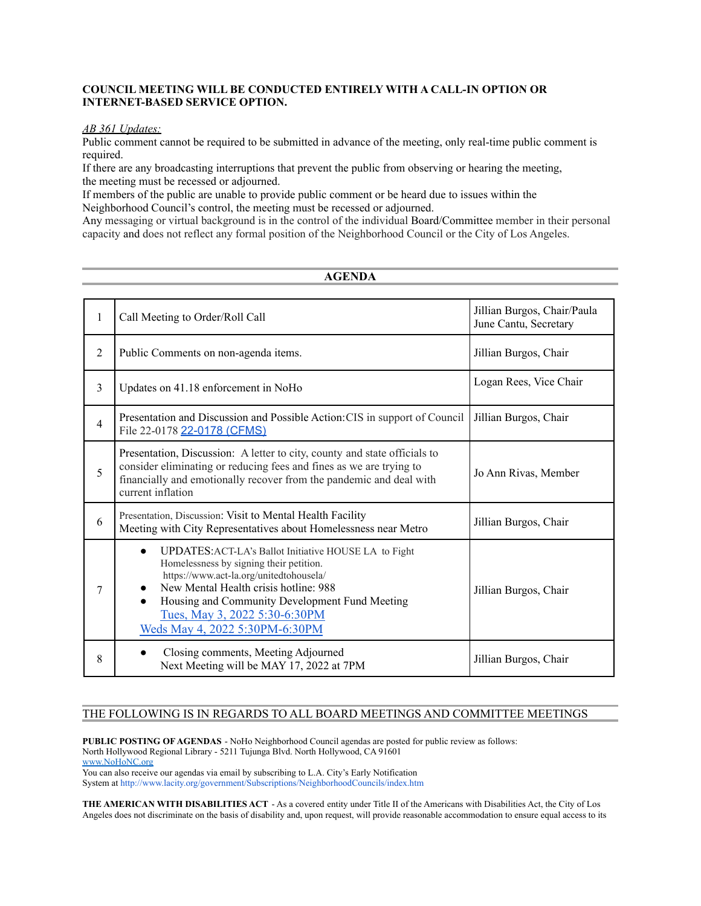**COUNCIL MEETING WILL BE CONDUCTED ENTIRELY WITH A CALL-IN OPTION OR INTERNET-BASED SERVICE OPTION.**

*AB 361 Updates:*

Public comment cannot be required to be submitted in advance of the meeting, only real-time public comment is required.
If there are any broadcasting interruptions that prevent the public from observing or hearing the meeting, the meeting must be recessed or adjourned.
If members of the public are unable to provide public comment or be heard due to issues within the Neighborhood Council's control, the meeting must be recessed or adjourned.
Any messaging or virtual background is in the control of the individual Board/Committee member in their personal capacity and does not reflect any formal position of the Neighborhood Council or the City of Los Angeles.

## AGENDA

| | | |
|---|---|---|
| 1 | Call Meeting to Order/Roll Call | Jillian Burgos, Chair/Paula June Cantu, Secretary |
| 2 | Public Comments on non-agenda items. | Jillian Burgos, Chair |
| 3 | Updates on 41.18 enforcement in NoHo | Logan Rees, Vice Chair |
| 4 | Presentation and Discussion and Possible Action:CIS in support of Council File 22-0178 22-0178 (CFMS) | Jillian Burgos, Chair |
| 5 | Presentation, Discussion: A letter to city, county and state officials to consider eliminating or reducing fees and fines as we are trying to financially and emotionally recover from the pandemic and deal with current inflation | Jo Ann Rivas, Member |
| 6 | Presentation, Discussion: Visit to Mental Health Facility<br>Meeting with City Representatives about Homelessness near Metro | Jillian Burgos, Chair |
| 7 | • UPDATES:ACT-LA's Ballot Initiative HOUSE LA to Fight Homelessness by signing their petition. https://www.act-la.org/unitedtohousela/<br>• New Mental Health crisis hotline: 988<br>• Housing and Community Development Fund Meeting Tues, May 3, 2022 5:30-6:30PM<br>Weds May 4, 2022 5:30PM-6:30PM | Jillian Burgos, Chair |
| 8 | • Closing comments, Meeting Adjourned<br>Next Meeting will be MAY 17, 2022 at 7PM | Jillian Burgos, Chair |

## THE FOLLOWING IS IN REGARDS TO ALL BOARD MEETINGS AND COMMITTEE MEETINGS

**PUBLIC POSTING OF AGENDAS** - NoHo Neighborhood Council agendas are posted for public review as follows:
North Hollywood Regional Library - 5211 Tujunga Blvd. North Hollywood, CA 91601
www.NoHoNC.org
You can also receive our agendas via email by subscribing to L.A. City's Early Notification System at http://www.lacity.org/government/Subscriptions/NeighborhoodCouncils/index.htm

**THE AMERICAN WITH DISABILITIES ACT** - As a covered entity under Title II of the Americans with Disabilities Act, the City of Los Angeles does not discriminate on the basis of disability and, upon request, will provide reasonable accommodation to ensure equal access to its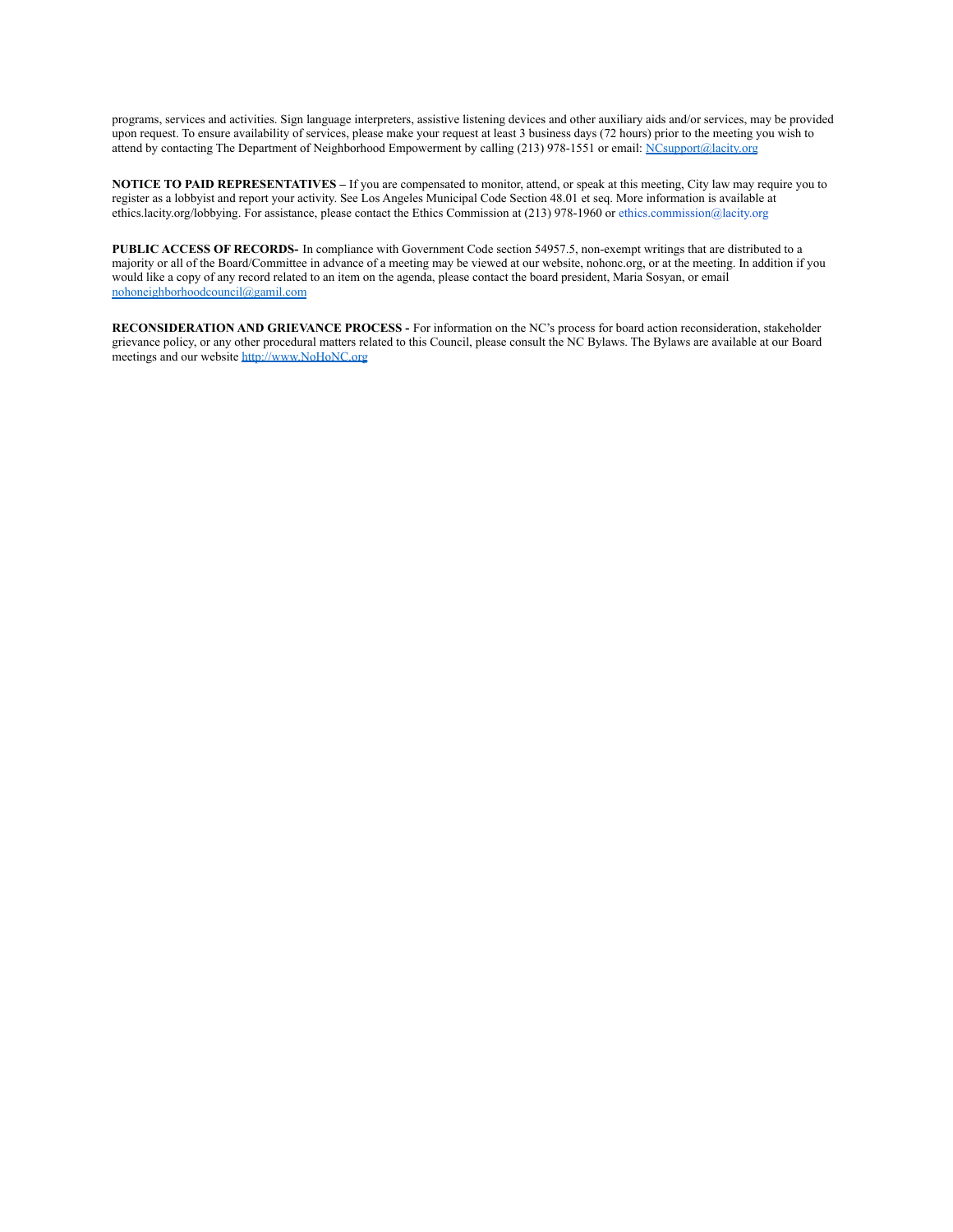programs, services and activities. Sign language interpreters, assistive listening devices and other auxiliary aids and/or services, may be provided upon request. To ensure availability of services, please make your request at least 3 business days (72 hours) prior to the meeting you wish to attend by contacting The Department of Neighborhood Empowerment by calling (213) 978-1551 or email: NCsupport@lacity.org

**NOTICE TO PAID REPRESENTATIVES –** If you are compensated to monitor, attend, or speak at this meeting, City law may require you to register as a lobbyist and report your activity. See Los Angeles Municipal Code Section 48.01 et seq. More information is available at ethics.lacity.org/lobbying. For assistance, please contact the Ethics Commission at (213) 978-1960 or ethics.commission@lacity.org

**PUBLIC ACCESS OF RECORDS-** In compliance with Government Code section 54957.5, non-exempt writings that are distributed to a majority or all of the Board/Committee in advance of a meeting may be viewed at our website, nohonc.org, or at the meeting. In addition if you would like a copy of any record related to an item on the agenda, please contact the board president, Maria Sosyan, or email nohoneighborhoodcouncil@gamil.com

**RECONSIDERATION AND GRIEVANCE PROCESS -** For information on the NC's process for board action reconsideration, stakeholder grievance policy, or any other procedural matters related to this Council, please consult the NC Bylaws. The Bylaws are available at our Board meetings and our website http://www.NoHoNC.org